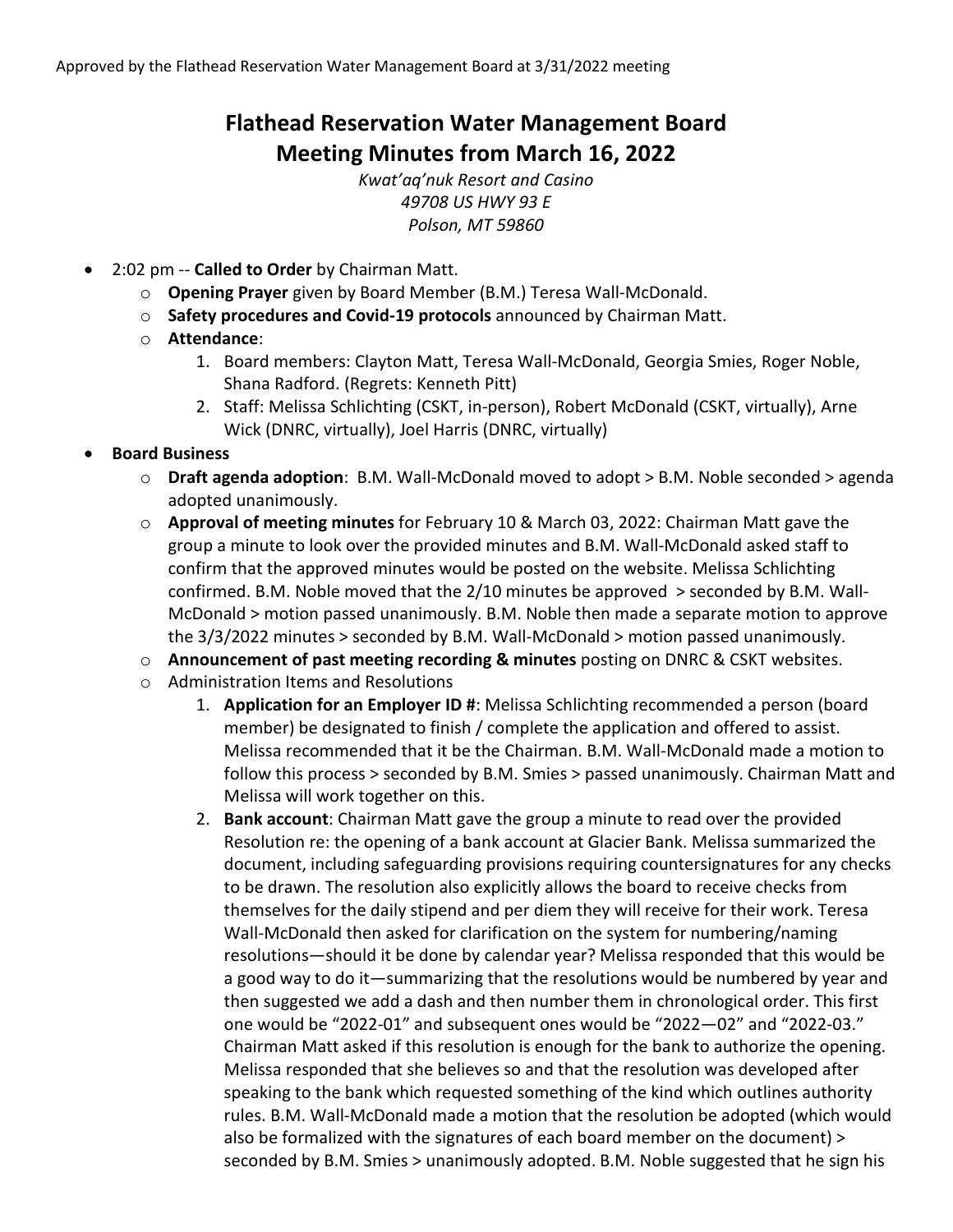Approved by the Flathead Reservation Water Management Board at 3/31/2022 meeting

# Flathead Reservation Water Management Board
# Meeting Minutes from March 16, 2022

*Kwat'aq'nuk Resort and Casino*
*49708 US HWY 93 E*
*Polson, MT 59860*

- 2:02 pm -- **Called to Order** by Chairman Matt.
  - **Opening Prayer** given by Board Member (B.M.) Teresa Wall-McDonald.
  - **Safety procedures and Covid-19 protocols** announced by Chairman Matt.
  - **Attendance**:
    1. Board members: Clayton Matt, Teresa Wall-McDonald, Georgia Smies, Roger Noble, Shana Radford. (Regrets: Kenneth Pitt)
    2. Staff: Melissa Schlichting (CSKT, in-person), Robert McDonald (CSKT, virtually), Arne Wick (DNRC, virtually), Joel Harris (DNRC, virtually)
- **Board Business**
  - **Draft agenda adoption**: B.M. Wall-McDonald moved to adopt > B.M. Noble seconded > agenda adopted unanimously.
  - **Approval of meeting minutes** for February 10 & March 03, 2022: Chairman Matt gave the group a minute to look over the provided minutes and B.M. Wall-McDonald asked staff to confirm that the approved minutes would be posted on the website. Melissa Schlichting confirmed. B.M. Noble moved that the 2/10 minutes be approved > seconded by B.M. Wall-McDonald > motion passed unanimously. B.M. Noble then made a separate motion to approve the 3/3/2022 minutes > seconded by B.M. Wall-McDonald > motion passed unanimously.
  - **Announcement of past meeting recording & minutes** posting on DNRC & CSKT websites.
  - Administration Items and Resolutions
    1. **Application for an Employer ID #**: Melissa Schlichting recommended a person (board member) be designated to finish / complete the application and offered to assist. Melissa recommended that it be the Chairman. B.M. Wall-McDonald made a motion to follow this process > seconded by B.M. Smies > passed unanimously. Chairman Matt and Melissa will work together on this.
    2. **Bank account**: Chairman Matt gave the group a minute to read over the provided Resolution re: the opening of a bank account at Glacier Bank. Melissa summarized the document, including safeguarding provisions requiring countersignatures for any checks to be drawn. The resolution also explicitly allows the board to receive checks from themselves for the daily stipend and per diem they will receive for their work. Teresa Wall-McDonald then asked for clarification on the system for numbering/naming resolutions—should it be done by calendar year? Melissa responded that this would be a good way to do it—summarizing that the resolutions would be numbered by year and then suggested we add a dash and then number them in chronological order. This first one would be "2022-01" and subsequent ones would be "2022—02" and "2022-03." Chairman Matt asked if this resolution is enough for the bank to authorize the opening. Melissa responded that she believes so and that the resolution was developed after speaking to the bank which requested something of the kind which outlines authority rules. B.M. Wall-McDonald made a motion that the resolution be adopted (which would also be formalized with the signatures of each board member on the document) > seconded by B.M. Smies > unanimously adopted. B.M. Noble suggested that he sign his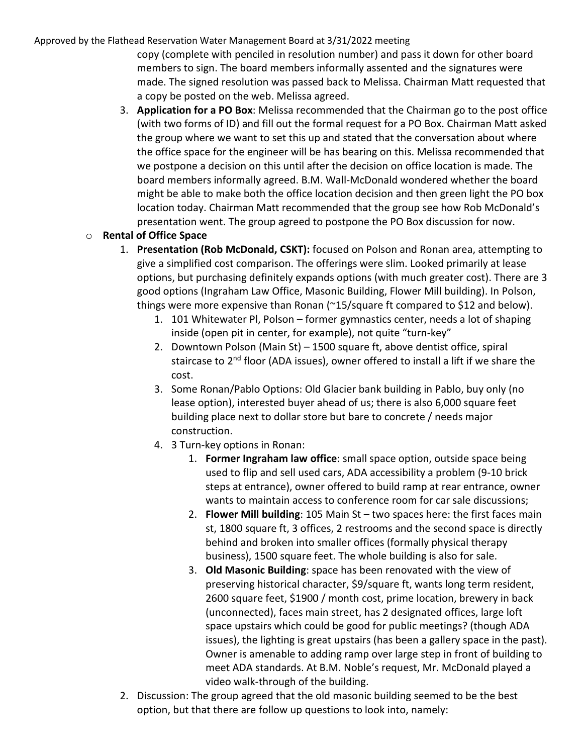copy (complete with penciled in resolution number) and pass it down for other board members to sign. The board members informally assented and the signatures were made. The signed resolution was passed back to Melissa. Chairman Matt requested that a copy be posted on the web. Melissa agreed.

3. **Application for a PO Box**: Melissa recommended that the Chairman go to the post office (with two forms of ID) and fill out the formal request for a PO Box. Chairman Matt asked the group where we want to set this up and stated that the conversation about where the office space for the engineer will be has bearing on this. Melissa recommended that we postpone a decision on this until after the decision on office location is made. The board members informally agreed. B.M. Wall-McDonald wondered whether the board might be able to make both the office location decision and then green light the PO box location today. Chairman Matt recommended that the group see how Rob McDonald's presentation went. The group agreed to postpone the PO Box discussion for now.

- **Rental of Office Space**
  1. **Presentation (Rob McDonald, CSKT):** focused on Polson and Ronan area, attempting to give a simplified cost comparison. The offerings were slim. Looked primarily at lease options, but purchasing definitely expands options (with much greater cost). There are 3 good options (Ingraham Law Office, Masonic Building, Flower Mill building). In Polson, things were more expensive than Ronan (~15/square ft compared to $12 and below).
     1. 101 Whitewater Pl, Polson – former gymnastics center, needs a lot of shaping inside (open pit in center, for example), not quite "turn-key"
     2. Downtown Polson (Main St) – 1500 square ft, above dentist office, spiral staircase to 2nd floor (ADA issues), owner offered to install a lift if we share the cost.
     3. Some Ronan/Pablo Options: Old Glacier bank building in Pablo, buy only (no lease option), interested buyer ahead of us; there is also 6,000 square feet building place next to dollar store but bare to concrete / needs major construction.
     4. 3 Turn-key options in Ronan:
        1. **Former Ingraham law office**: small space option, outside space being used to flip and sell used cars, ADA accessibility a problem (9-10 brick steps at entrance), owner offered to build ramp at rear entrance, owner wants to maintain access to conference room for car sale discussions;
        2. **Flower Mill building**: 105 Main St – two spaces here: the first faces main st, 1800 square ft, 3 offices, 2 restrooms and the second space is directly behind and broken into smaller offices (formally physical therapy business), 1500 square feet. The whole building is also for sale.
        3. **Old Masonic Building**: space has been renovated with the view of preserving historical character, $9/square ft, wants long term resident, 2600 square feet, $1900 / month cost, prime location, brewery in back (unconnected), faces main street, has 2 designated offices, large loft space upstairs which could be good for public meetings? (though ADA issues), the lighting is great upstairs (has been a gallery space in the past). Owner is amenable to adding ramp over large step in front of building to meet ADA standards. At B.M. Noble's request, Mr. McDonald played a video walk-through of the building.
  2. Discussion: The group agreed that the old masonic building seemed to be the best option, but that there are follow up questions to look into, namely: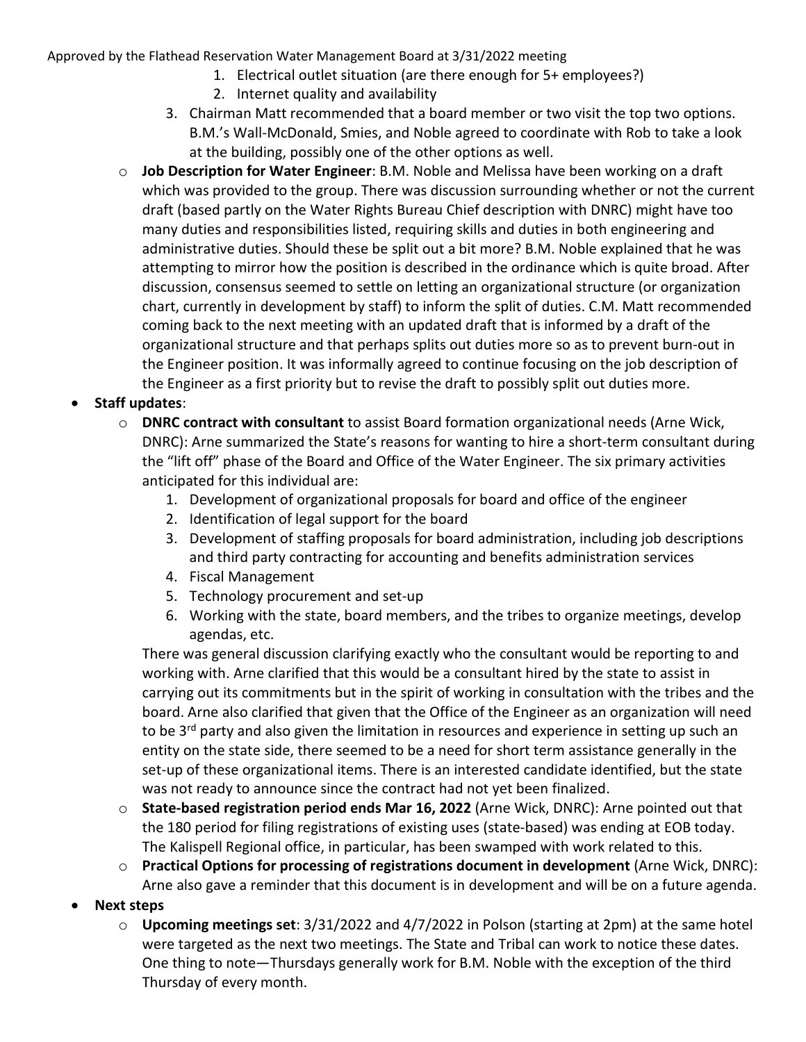1. Electrical outlet situation (are there enough for 5+ employees?)
2. Internet quality and availability
3. Chairman Matt recommended that a board member or two visit the top two options. B.M.'s Wall-McDonald, Smies, and Noble agreed to coordinate with Rob to take a look at the building, possibly one of the other options as well.

- **Job Description for Water Engineer**: B.M. Noble and Melissa have been working on a draft which was provided to the group. There was discussion surrounding whether or not the current draft (based partly on the Water Rights Bureau Chief description with DNRC) might have too many duties and responsibilities listed, requiring skills and duties in both engineering and administrative duties. Should these be split out a bit more? B.M. Noble explained that he was attempting to mirror how the position is described in the ordinance which is quite broad. After discussion, consensus seemed to settle on letting an organizational structure (or organization chart, currently in development by staff) to inform the split of duties. C.M. Matt recommended coming back to the next meeting with an updated draft that is informed by a draft of the organizational structure and that perhaps splits out duties more so as to prevent burn-out in the Engineer position. It was informally agreed to continue focusing on the job description of the Engineer as a first priority but to revise the draft to possibly split out duties more.

- **Staff updates**:
  - **DNRC contract with consultant** to assist Board formation organizational needs (Arne Wick, DNRC): Arne summarized the State's reasons for wanting to hire a short-term consultant during the "lift off" phase of the Board and Office of the Water Engineer. The six primary activities anticipated for this individual are:
    1. Development of organizational proposals for board and office of the engineer
    2. Identification of legal support for the board
    3. Development of staffing proposals for board administration, including job descriptions and third party contracting for accounting and benefits administration services
    4. Fiscal Management
    5. Technology procurement and set-up
    6. Working with the state, board members, and the tribes to organize meetings, develop agendas, etc.

    There was general discussion clarifying exactly who the consultant would be reporting to and working with. Arne clarified that this would be a consultant hired by the state to assist in carrying out its commitments but in the spirit of working in consultation with the tribes and the board. Arne also clarified that given that the Office of the Engineer as an organization will need to be 3rd party and also given the limitation in resources and experience in setting up such an entity on the state side, there seemed to be a need for short term assistance generally in the set-up of these organizational items. There is an interested candidate identified, but the state was not ready to announce since the contract had not yet been finalized.
  - **State-based registration period ends Mar 16, 2022** (Arne Wick, DNRC): Arne pointed out that the 180 period for filing registrations of existing uses (state-based) was ending at EOB today. The Kalispell Regional office, in particular, has been swamped with work related to this.
  - **Practical Options for processing of registrations document in development** (Arne Wick, DNRC): Arne also gave a reminder that this document is in development and will be on a future agenda.

- **Next steps**
  - **Upcoming meetings set**: 3/31/2022 and 4/7/2022 in Polson (starting at 2pm) at the same hotel were targeted as the next two meetings. The State and Tribal can work to notice these dates. One thing to note—Thursdays generally work for B.M. Noble with the exception of the third Thursday of every month.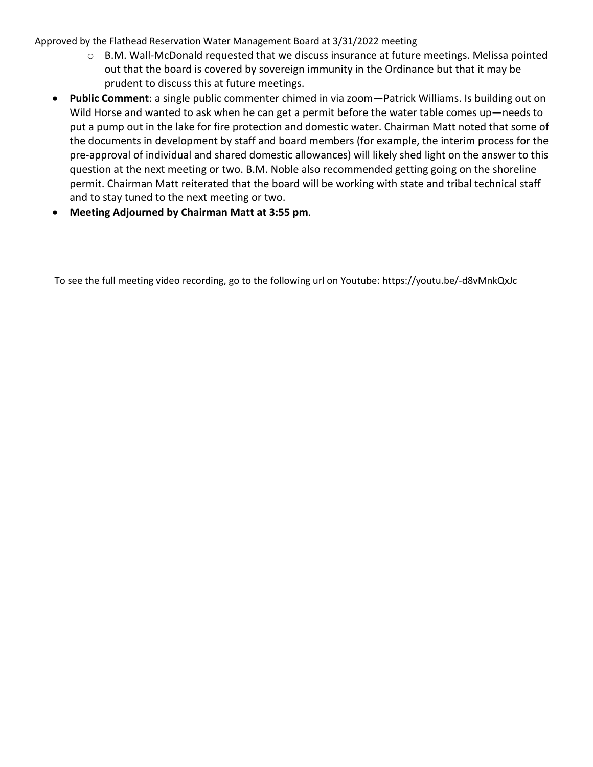Approved by the Flathead Reservation Water Management Board at 3/31/2022 meeting

  - B.M. Wall-McDonald requested that we discuss insurance at future meetings. Melissa pointed out that the board is covered by sovereign immunity in the Ordinance but that it may be prudent to discuss this at future meetings.
- **Public Comment**: a single public commenter chimed in via zoom—Patrick Williams. Is building out on Wild Horse and wanted to ask when he can get a permit before the water table comes up—needs to put a pump out in the lake for fire protection and domestic water. Chairman Matt noted that some of the documents in development by staff and board members (for example, the interim process for the pre-approval of individual and shared domestic allowances) will likely shed light on the answer to this question at the next meeting or two. B.M. Noble also recommended getting going on the shoreline permit. Chairman Matt reiterated that the board will be working with state and tribal technical staff and to stay tuned to the next meeting or two.
- **Meeting Adjourned by Chairman Matt at 3:55 pm**.

To see the full meeting video recording, go to the following url on Youtube: https://youtu.be/-d8vMnkQxJc